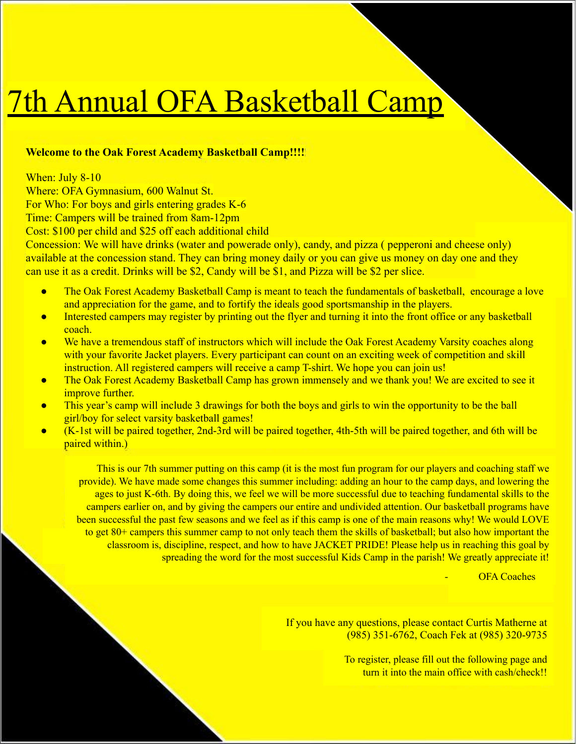# 7th Annual OFA Basketball Camp

**Welcome to the Oak Forest Academy Basketball Camp!!!!**

When: July 8-10
Where: OFA Gymnasium, 600 Walnut St.
For Who: For boys and girls entering grades K-6
Time: Campers will be trained from 8am-12pm
Cost: $100 per child and $25 off each additional child
Concession: We will have drinks (water and powerade only), candy, and pizza ( pepperoni and cheese only) available at the concession stand. They can bring money daily or you can give us money on day one and they can use it as a credit. Drinks will be $2, Candy will be $1, and Pizza will be $2 per slice.

- The Oak Forest Academy Basketball Camp is meant to teach the fundamentals of basketball, encourage a love and appreciation for the game, and to fortify the ideals good sportsmanship in the players.
- Interested campers may register by printing out the flyer and turning it into the front office or any basketball coach.
- We have a tremendous staff of instructors which will include the Oak Forest Academy Varsity coaches along with your favorite Jacket players. Every participant can count on an exciting week of competition and skill instruction. All registered campers will receive a camp T-shirt. We hope you can join us!
- The Oak Forest Academy Basketball Camp has grown immensely and we thank you! We are excited to see it improve further.
- This year's camp will include 3 drawings for both the boys and girls to win the opportunity to be the ball girl/boy for select varsity basketball games!
- (K-1st will be paired together, 2nd-3rd will be paired together, 4th-5th will be paired together, and 6th will be paired within.)

This is our 7th summer putting on this camp (it is the most fun program for our players and coaching staff we provide). We have made some changes this summer including: adding an hour to the camp days, and lowering the ages to just K-6th. By doing this, we feel we will be more successful due to teaching fundamental skills to the campers earlier on, and by giving the campers our entire and undivided attention. Our basketball programs have been successful the past few seasons and we feel as if this camp is one of the main reasons why! We would LOVE to get 80+ campers this summer camp to not only teach them the skills of basketball; but also how important the classroom is, discipline, respect, and how to have JACKET PRIDE! Please help us in reaching this goal by spreading the word for the most successful Kids Camp in the parish! We greatly appreciate it!

\- OFA Coaches

If you have any questions, please contact Curtis Matherne at (985) 351-6762, Coach Fek at (985) 320-9735

To register, please fill out the following page and turn it into the main office with cash/check!!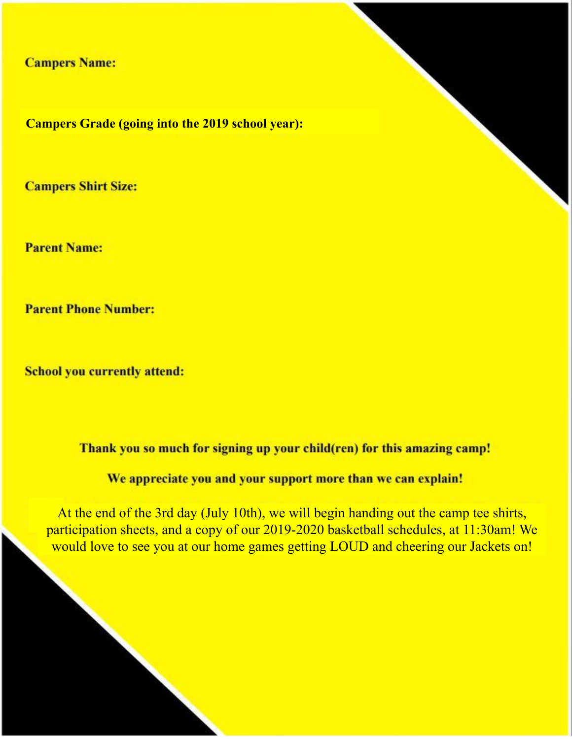**Campers Name:**

**Campers Grade (going into the 2019 school year):**

**Campers Shirt Size:**

**Parent Name:**

**Parent Phone Number:**

**School you currently attend:**

**Thank you so much for signing up your child(ren) for this amazing camp!**

**We appreciate you and your support more than we can explain!**

At the end of the 3rd day (July 10th), we will begin handing out the camp tee shirts, participation sheets, and a copy of our 2019-2020 basketball schedules, at 11:30am! We would love to see you at our home games getting LOUD and cheering our Jackets on!